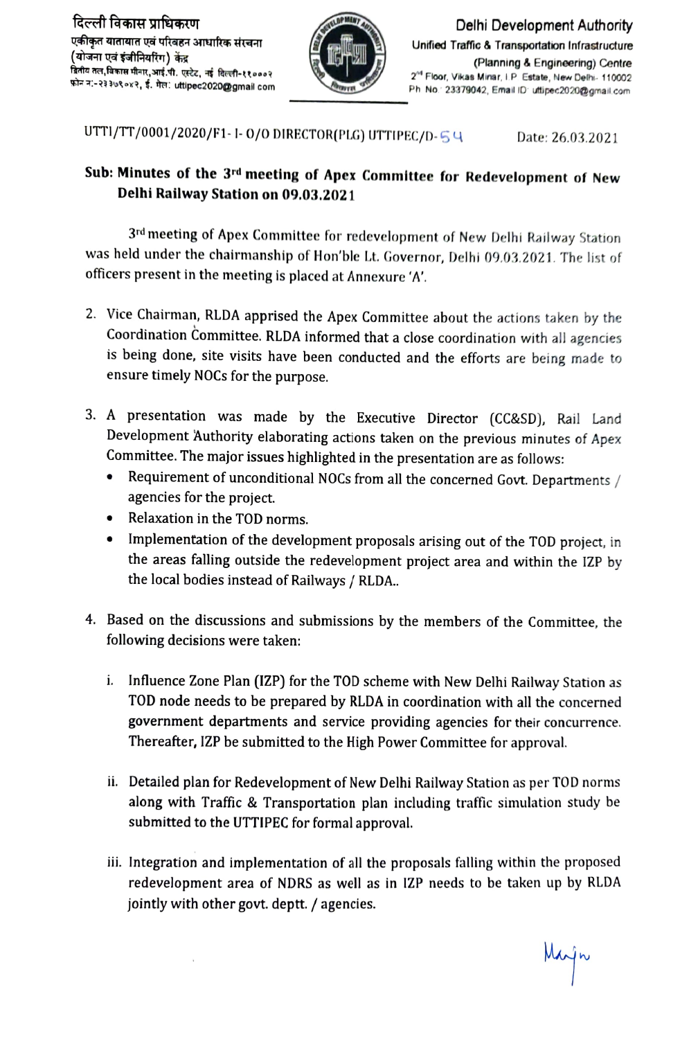दिल्ली विकास प्राधिकरण
एकीकृत यातायात एवं परिवहन आधारिक संरचना
(योजना एवं इंजीनियरिंग) केंद्र
द्वितीय तल,विकास मीनार,आई.पी. एस्टेट, नई दिल्ली-११०००२
फोन नं:-२३३७९०४२, ई. मेल: uttipec2020@gmail.com

Delhi Development Authority
Unified Traffic & Transportation Infrastructure
(Planning & Engineering) Centre
2nd Floor, Vikas Minar, I P Estate, New Delhi- 110002
Ph No 23379042, Email ID uttipec2020@gmail.com

UTTI/TT/0001/2020/F1- I- O/O DIRECTOR(PLG) UTTIPEC/D- 54    Date: 26.03.2021

**Sub: Minutes of the 3rd meeting of Apex Committee for Redevelopment of New Delhi Railway Station on 09.03.2021**

3rd meeting of Apex Committee for redevelopment of New Delhi Railway Station was held under the chairmanship of Hon'ble Lt. Governor, Delhi 09.03.2021. The list of officers present in the meeting is placed at Annexure 'A'.

2. Vice Chairman, RLDA apprised the Apex Committee about the actions taken by the Coordination Committee. RLDA informed that a close coordination with all agencies is being done, site visits have been conducted and the efforts are being made to ensure timely NOCs for the purpose.

3. A presentation was made by the Executive Director (CC&SD), Rail Land Development Authority elaborating actions taken on the previous minutes of Apex Committee. The major issues highlighted in the presentation are as follows:
   - Requirement of unconditional NOCs from all the concerned Govt. Departments / agencies for the project.
   - Relaxation in the TOD norms.
   - Implementation of the development proposals arising out of the TOD project, in the areas falling outside the redevelopment project area and within the IZP by the local bodies instead of Railways / RLDA..

4. Based on the discussions and submissions by the members of the Committee, the following decisions were taken:

   i. Influence Zone Plan (IZP) for the TOD scheme with New Delhi Railway Station as TOD node needs to be prepared by RLDA in coordination with all the concerned government departments and service providing agencies for their concurrence. Thereafter, IZP be submitted to the High Power Committee for approval.

   ii. Detailed plan for Redevelopment of New Delhi Railway Station as per TOD norms along with Traffic & Transportation plan including traffic simulation study be submitted to the UTTIPEC for formal approval.

   iii. Integration and implementation of all the proposals falling within the proposed redevelopment area of NDRS as well as in IZP needs to be taken up by RLDA jointly with other govt. deptt. / agencies.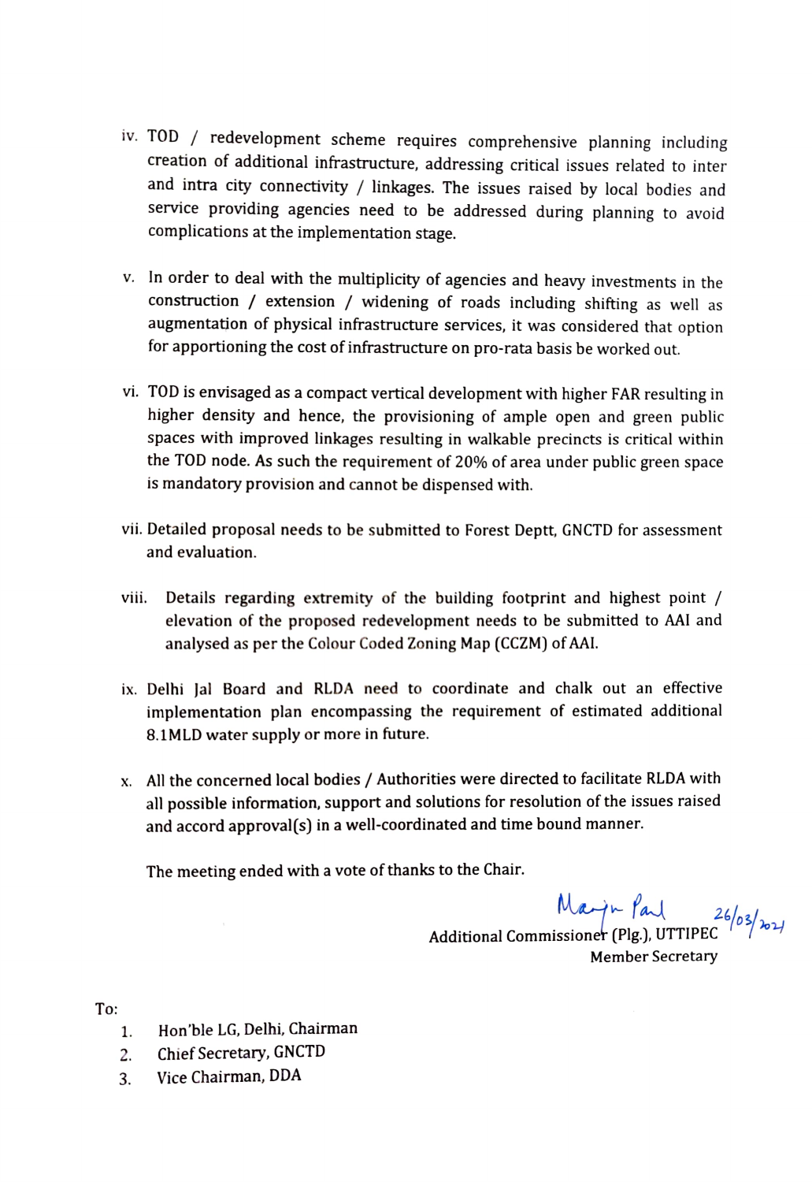iv. TOD / redevelopment scheme requires comprehensive planning including creation of additional infrastructure, addressing critical issues related to inter and intra city connectivity / linkages. The issues raised by local bodies and service providing agencies need to be addressed during planning to avoid complications at the implementation stage.

v. In order to deal with the multiplicity of agencies and heavy investments in the construction / extension / widening of roads including shifting as well as augmentation of physical infrastructure services, it was considered that option for apportioning the cost of infrastructure on pro-rata basis be worked out.

vi. TOD is envisaged as a compact vertical development with higher FAR resulting in higher density and hence, the provisioning of ample open and green public spaces with improved linkages resulting in walkable precincts is critical within the TOD node. As such the requirement of 20% of area under public green space is mandatory provision and cannot be dispensed with.

vii. Detailed proposal needs to be submitted to Forest Deptt, GNCTD for assessment and evaluation.

viii. Details regarding extremity of the building footprint and highest point / elevation of the proposed redevelopment needs to be submitted to AAI and analysed as per the Colour Coded Zoning Map (CCZM) of AAI.

ix. Delhi Jal Board and RLDA need to coordinate and chalk out an effective implementation plan encompassing the requirement of estimated additional 8.1MLD water supply or more in future.

x. All the concerned local bodies / Authorities were directed to facilitate RLDA with all possible information, support and solutions for resolution of the issues raised and accord approval(s) in a well-coordinated and time bound manner.

The meeting ended with a vote of thanks to the Chair.

Manju Paul 26/03/2021

Additional Commissioner (Plg.), UTTIPEC
Member Secretary

To:

1. Hon'ble LG, Delhi, Chairman
2. Chief Secretary, GNCTD
3. Vice Chairman, DDA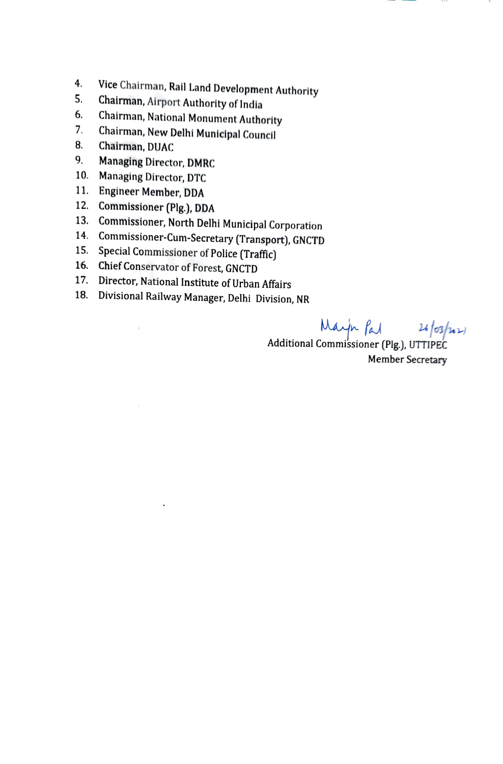4. Vice Chairman, Rail Land Development Authority
5. Chairman, Airport Authority of India
6. Chairman, National Monument Authority
7. Chairman, New Delhi Municipal Council
8. Chairman, DUAC
9. Managing Director, DMRC
10. Managing Director, DTC
11. Engineer Member, DDA
12. Commissioner (Plg.), DDA
13. Commissioner, North Delhi Municipal Corporation
14. Commissioner-Cum-Secretary (Transport), GNCTD
15. Special Commissioner of Police (Traffic)
16. Chief Conservator of Forest, GNCTD
17. Director, National Institute of Urban Affairs
18. Divisional Railway Manager, Delhi Division, NR

Manju Pal 26/03/2021

Additional Commissioner (Plg.), UTTIPEC

Member Secretary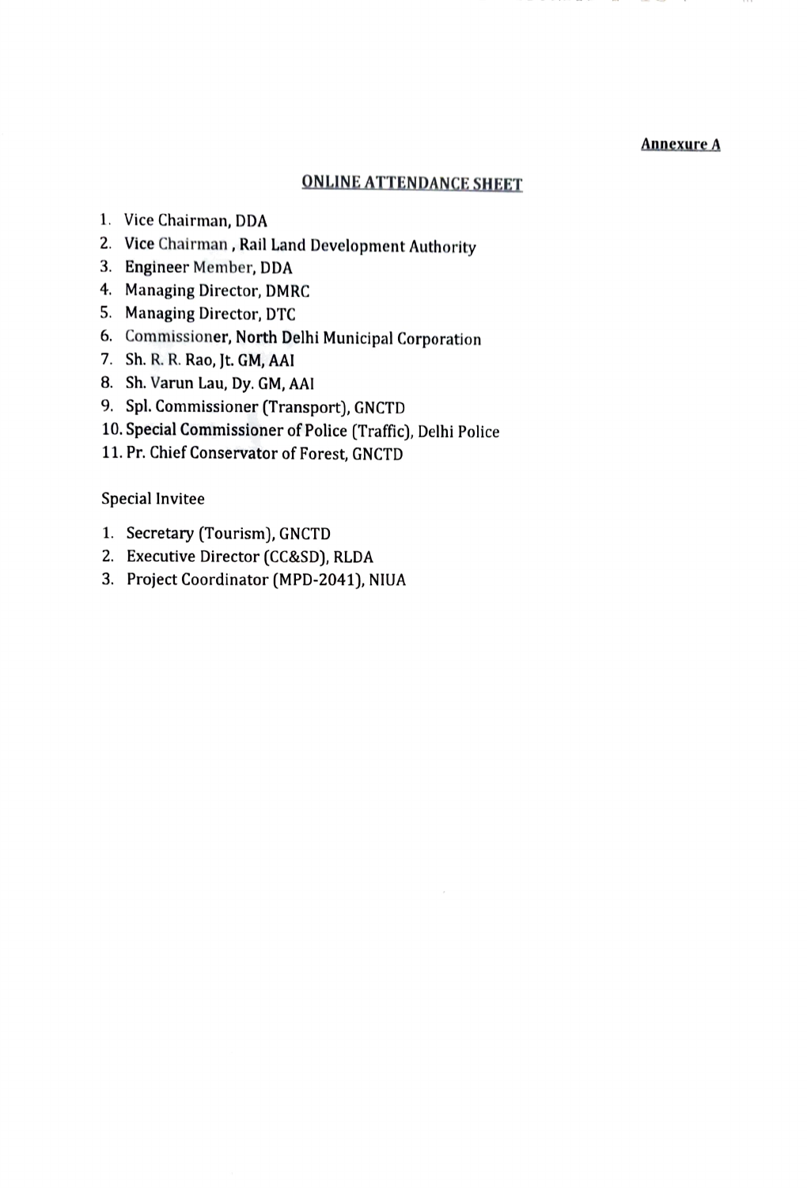**Annexure A**

## ONLINE ATTENDANCE SHEET

1. Vice Chairman, DDA
2. Vice Chairman , Rail Land Development Authority
3. Engineer Member, DDA
4. Managing Director, DMRC
5. Managing Director, DTC
6. Commissioner, North Delhi Municipal Corporation
7. Sh. R. R. Rao, Jt. GM, AAI
8. Sh. Varun Lau, Dy. GM, AAI
9. Spl. Commissioner (Transport), GNCTD
10. Special Commissioner of Police (Traffic), Delhi Police
11. Pr. Chief Conservator of Forest, GNCTD

Special Invitee

1. Secretary (Tourism), GNCTD
2. Executive Director (CC&SD), RLDA
3. Project Coordinator (MPD-2041), NIUA